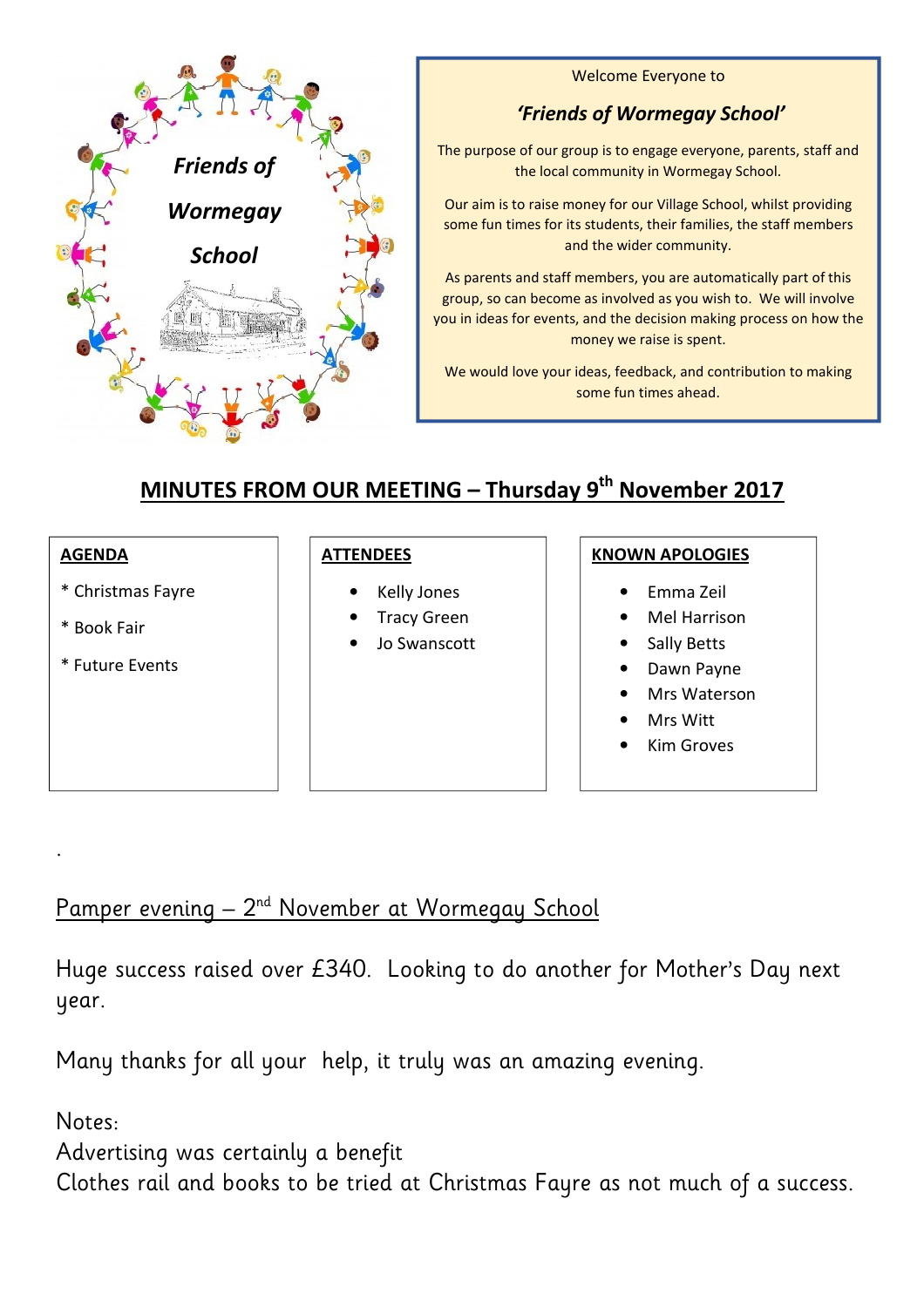Friends of Wormegay School

Welcome Everyone to

***'Friends of Wormegay School'***

The purpose of our group is to engage everyone, parents, staff and the local community in Wormegay School.

Our aim is to raise money for our Village School, whilst providing some fun times for its students, their families, the staff members and the wider community.

As parents and staff members, you are automatically part of this group, so can become as involved as you wish to. We will involve you in ideas for events, and the decision making process on how the money we raise is spent.

We would love your ideas, feedback, and contribution to making some fun times ahead.

## MINUTES FROM OUR MEETING – Thursday 9th November 2017

**AGENDA**

* Christmas Fayre

* Book Fair

* Future Events

**ATTENDEES**

- Kelly Jones
- Tracy Green
- Jo Swanscott

**KNOWN APOLOGIES**

- Emma Zeil
- Mel Harrison
- Sally Betts
- Dawn Payne
- Mrs Waterson
- Mrs Witt
- Kim Groves

.

### Pamper evening – 2nd November at Wormegay School

Huge success raised over £340. Looking to do another for Mother's Day next year.

Many thanks for all your help, it truly was an amazing evening.

Notes:
Advertising was certainly a benefit
Clothes rail and books to be tried at Christmas Fayre as not much of a success.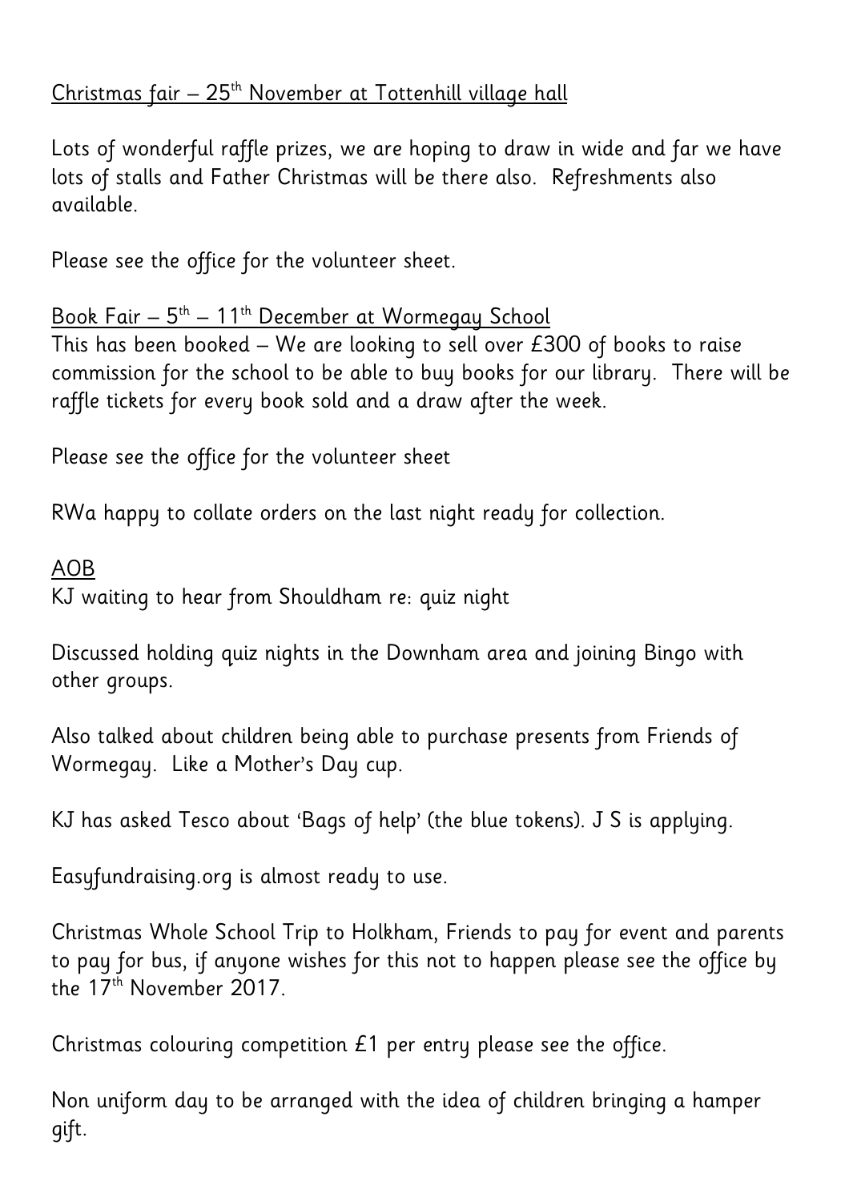Christmas fair – 25th November at Tottenhill village hall

Lots of wonderful raffle prizes, we are hoping to draw in wide and far we have lots of stalls and Father Christmas will be there also. Refreshments also available.

Please see the office for the volunteer sheet.

Book Fair – 5th – 11th December at Wormegay School

This has been booked – We are looking to sell over £300 of books to raise commission for the school to be able to buy books for our library. There will be raffle tickets for every book sold and a draw after the week.

Please see the office for the volunteer sheet

RWa happy to collate orders on the last night ready for collection.

AOB

KJ waiting to hear from Shouldham re: quiz night

Discussed holding quiz nights in the Downham area and joining Bingo with other groups.

Also talked about children being able to purchase presents from Friends of Wormegay. Like a Mother's Day cup.

KJ has asked Tesco about 'Bags of help' (the blue tokens). J S is applying.

Easyfundraising.org is almost ready to use.

Christmas Whole School Trip to Holkham, Friends to pay for event and parents to pay for bus, if anyone wishes for this not to happen please see the office by the 17th November 2017.

Christmas colouring competition £1 per entry please see the office.

Non uniform day to be arranged with the idea of children bringing a hamper gift.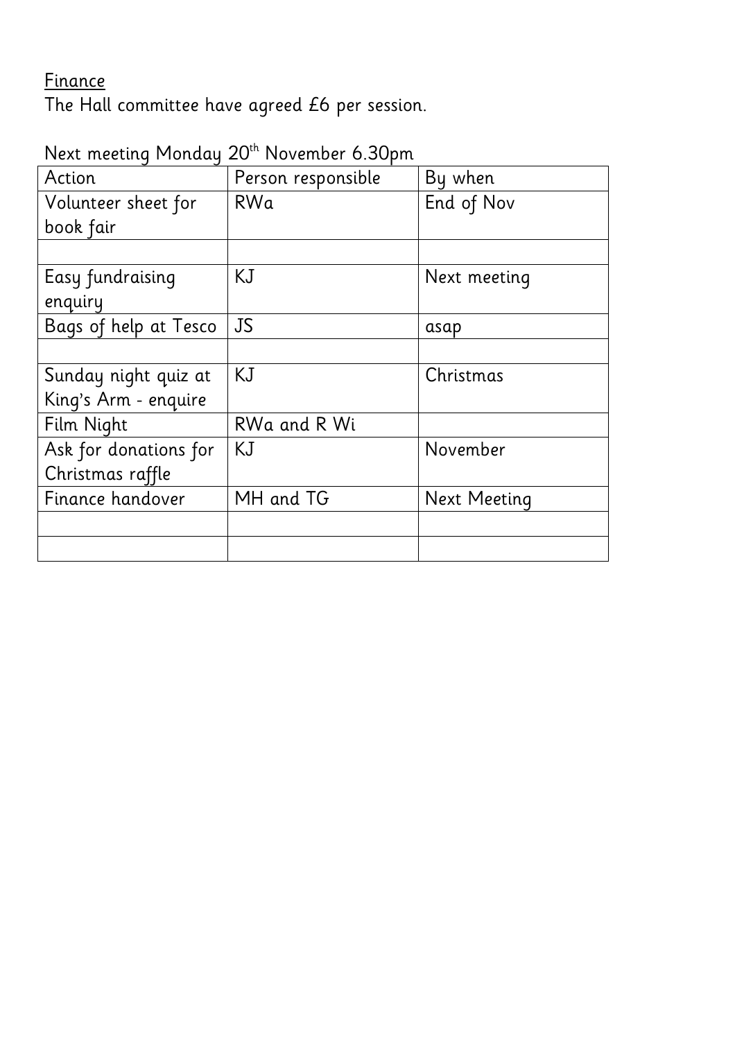<u>Finance</u>

The Hall committee have agreed £6 per session.

Next meeting Monday 20th November 6.30pm

| Action | Person responsible | By when |
|---|---|---|
| Volunteer sheet for book fair | RWa | End of Nov |
| | | |
| Easy fundraising enquiry | KJ | Next meeting |
| Bags of help at Tesco | JS | asap |
| | | |
| Sunday night quiz at King's Arm - enquire | KJ | Christmas |
| Film Night | RWa and R Wi | |
| Ask for donations for Christmas raffle | KJ | November |
| Finance handover | MH and TG | Next Meeting |
| | | |
| | | |